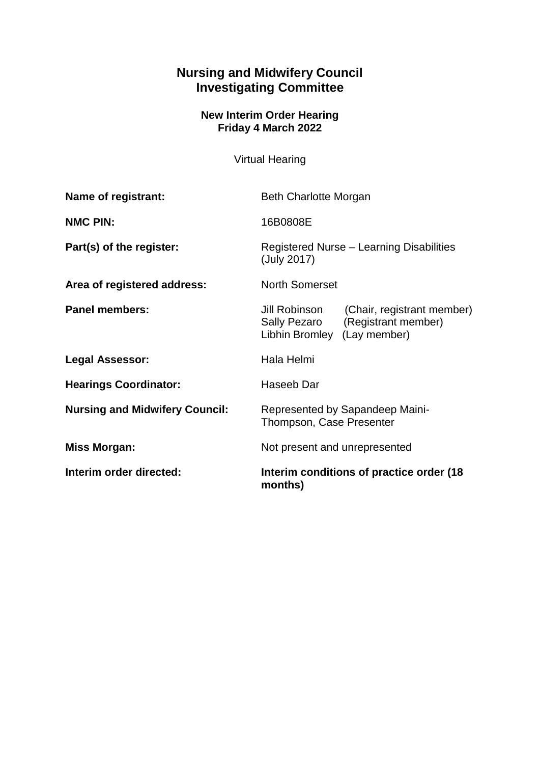# Nursing and Midwifery Council
# Investigating Committee

### New Interim Order Hearing
### Friday 4 March 2022

Virtual Hearing

| | |
|---|---|
| **Name of registrant:** | Beth Charlotte Morgan |
| **NMC PIN:** | 16B0808E |
| **Part(s) of the register:** | Registered Nurse – Learning Disabilities (July 2017) |
| **Area of registered address:** | North Somerset |
| **Panel members:** | Jill Robinson (Chair, registrant member)<br>Sally Pezaro (Registrant member)<br>Libhin Bromley (Lay member) |
| **Legal Assessor:** | Hala Helmi |
| **Hearings Coordinator:** | Haseeb Dar |
| **Nursing and Midwifery Council:** | Represented by Sapandeep Maini-Thompson, Case Presenter |
| **Miss Morgan:** | Not present and unrepresented |
| **Interim order directed:** | **Interim conditions of practice order (18 months)** |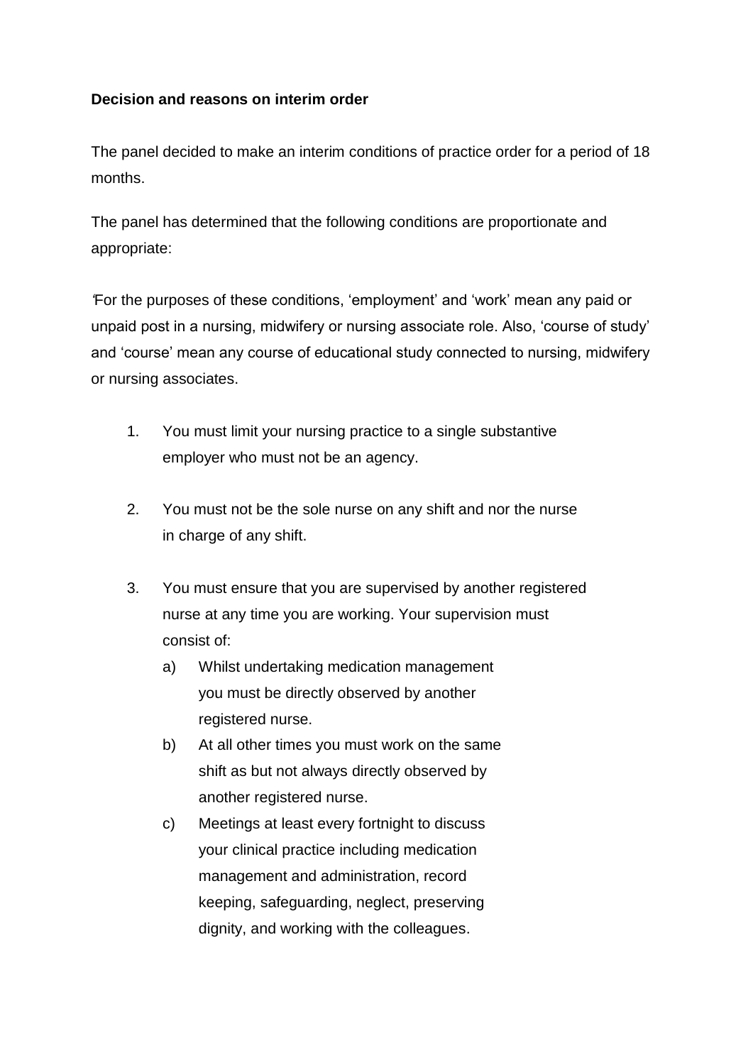**Decision and reasons on interim order**

The panel decided to make an interim conditions of practice order for a period of 18 months.

The panel has determined that the following conditions are proportionate and appropriate:

'For the purposes of these conditions, 'employment' and 'work' mean any paid or unpaid post in a nursing, midwifery or nursing associate role. Also, 'course of study' and 'course' mean any course of educational study connected to nursing, midwifery or nursing associates.

1. You must limit your nursing practice to a single substantive employer who must not be an agency.

2. You must not be the sole nurse on any shift and nor the nurse in charge of any shift.

3. You must ensure that you are supervised by another registered nurse at any time you are working. Your supervision must consist of:
   a) Whilst undertaking medication management you must be directly observed by another registered nurse.
   b) At all other times you must work on the same shift as but not always directly observed by another registered nurse.
   c) Meetings at least every fortnight to discuss your clinical practice including medication management and administration, record keeping, safeguarding, neglect, preserving dignity, and working with the colleagues.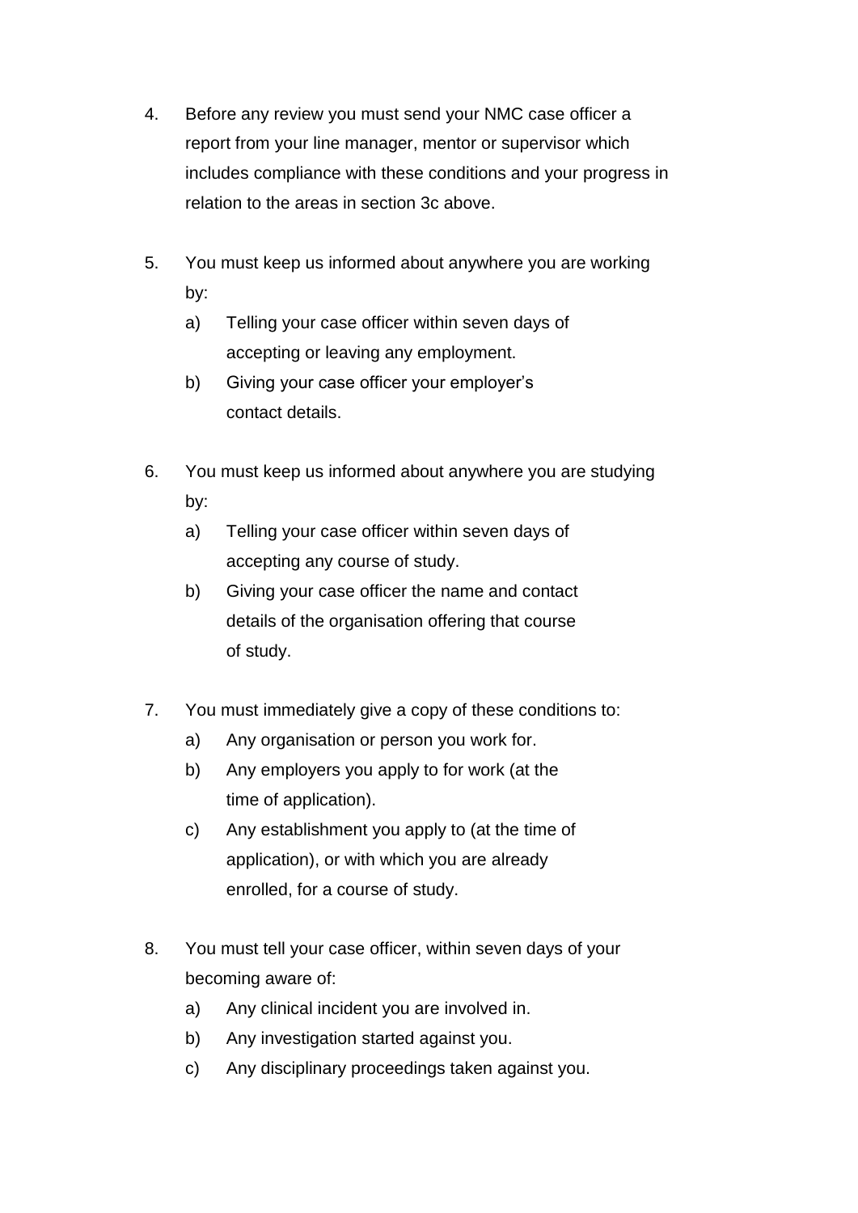4. Before any review you must send your NMC case officer a report from your line manager, mentor or supervisor which includes compliance with these conditions and your progress in relation to the areas in section 3c above.

5. You must keep us informed about anywhere you are working by:
   a) Telling your case officer within seven days of accepting or leaving any employment.
   b) Giving your case officer your employer's contact details.

6. You must keep us informed about anywhere you are studying by:
   a) Telling your case officer within seven days of accepting any course of study.
   b) Giving your case officer the name and contact details of the organisation offering that course of study.

7. You must immediately give a copy of these conditions to:
   a) Any organisation or person you work for.
   b) Any employers you apply to for work (at the time of application).
   c) Any establishment you apply to (at the time of application), or with which you are already enrolled, for a course of study.

8. You must tell your case officer, within seven days of your becoming aware of:
   a) Any clinical incident you are involved in.
   b) Any investigation started against you.
   c) Any disciplinary proceedings taken against you.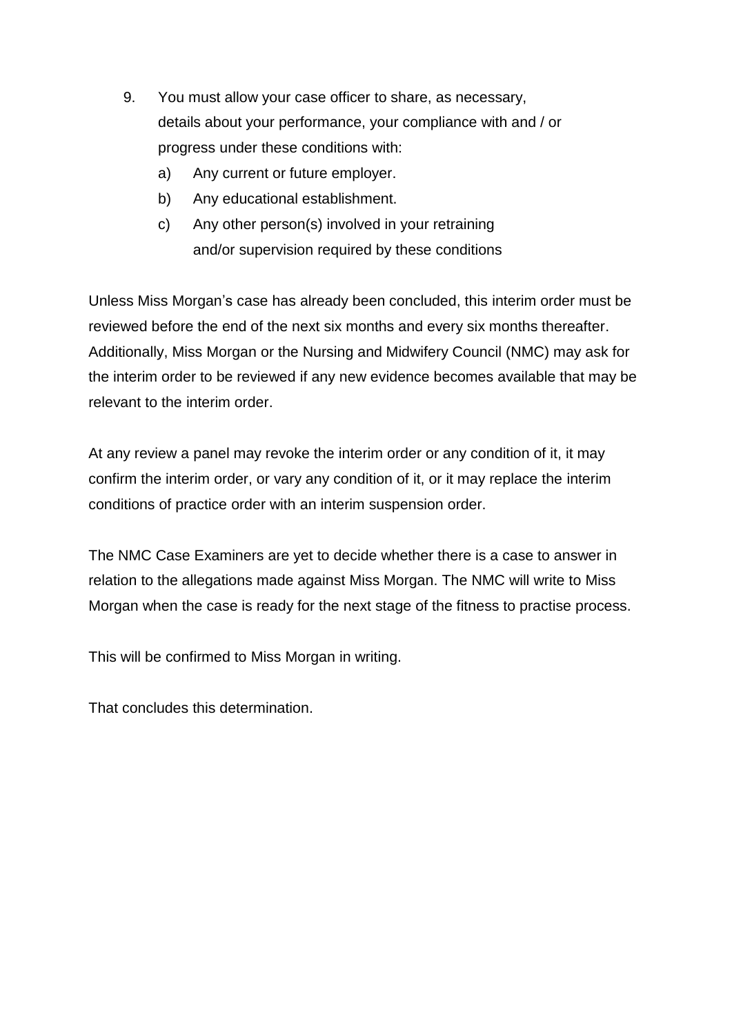9. You must allow your case officer to share, as necessary, details about your performance, your compliance with and / or progress under these conditions with:
   a) Any current or future employer.
   b) Any educational establishment.
   c) Any other person(s) involved in your retraining and/or supervision required by these conditions

Unless Miss Morgan's case has already been concluded, this interim order must be reviewed before the end of the next six months and every six months thereafter. Additionally, Miss Morgan or the Nursing and Midwifery Council (NMC) may ask for the interim order to be reviewed if any new evidence becomes available that may be relevant to the interim order.

At any review a panel may revoke the interim order or any condition of it, it may confirm the interim order, or vary any condition of it, or it may replace the interim conditions of practice order with an interim suspension order.

The NMC Case Examiners are yet to decide whether there is a case to answer in relation to the allegations made against Miss Morgan. The NMC will write to Miss Morgan when the case is ready for the next stage of the fitness to practise process.

This will be confirmed to Miss Morgan in writing.

That concludes this determination.